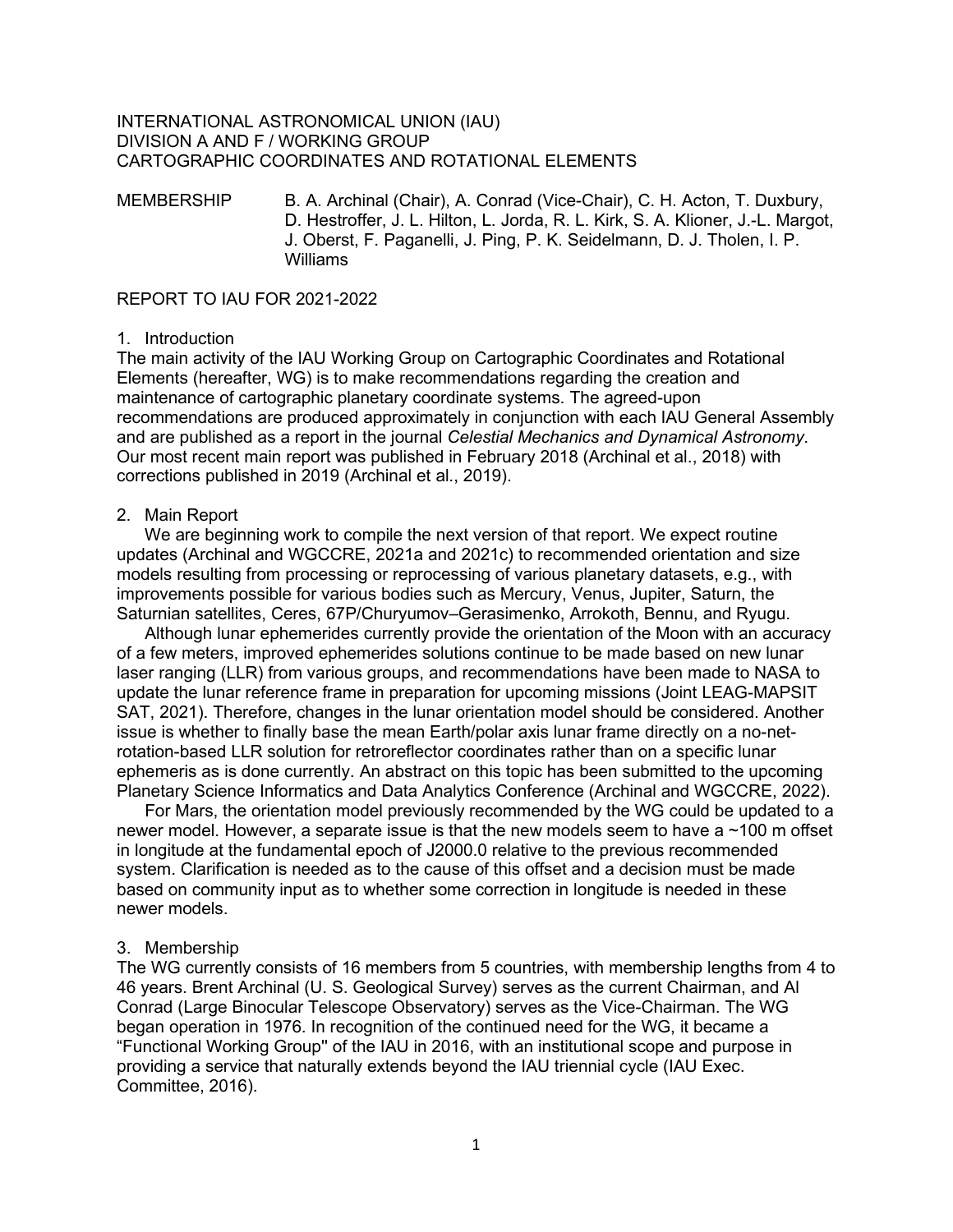INTERNATIONAL ASTRONOMICAL UNION (IAU)
DIVISION A AND F / WORKING GROUP
CARTOGRAPHIC COORDINATES AND ROTATIONAL ELEMENTS

MEMBERSHIP B. A. Archinal (Chair), A. Conrad (Vice-Chair), C. H. Acton, T. Duxbury, D. Hestroffer, J. L. Hilton, L. Jorda, R. L. Kirk, S. A. Klioner, J.-L. Margot, J. Oberst, F. Paganelli, J. Ping, P. K. Seidelmann, D. J. Tholen, I. P. Williams

REPORT TO IAU FOR 2021-2022

## 1. Introduction

The main activity of the IAU Working Group on Cartographic Coordinates and Rotational Elements (hereafter, WG) is to make recommendations regarding the creation and maintenance of cartographic planetary coordinate systems. The agreed-upon recommendations are produced approximately in conjunction with each IAU General Assembly and are published as a report in the journal *Celestial Mechanics and Dynamical Astronomy*. Our most recent main report was published in February 2018 (Archinal et al., 2018) with corrections published in 2019 (Archinal et al., 2019).

## 2. Main Report

We are beginning work to compile the next version of that report. We expect routine updates (Archinal and WGCCRE, 2021a and 2021c) to recommended orientation and size models resulting from processing or reprocessing of various planetary datasets, e.g., with improvements possible for various bodies such as Mercury, Venus, Jupiter, Saturn, the Saturnian satellites, Ceres, 67P/Churyumov–Gerasimenko, Arrokoth, Bennu, and Ryugu.

Although lunar ephemerides currently provide the orientation of the Moon with an accuracy of a few meters, improved ephemerides solutions continue to be made based on new lunar laser ranging (LLR) from various groups, and recommendations have been made to NASA to update the lunar reference frame in preparation for upcoming missions (Joint LEAG-MAPSIT SAT, 2021). Therefore, changes in the lunar orientation model should be considered. Another issue is whether to finally base the mean Earth/polar axis lunar frame directly on a no-net-rotation-based LLR solution for retroreflector coordinates rather than on a specific lunar ephemeris as is done currently. An abstract on this topic has been submitted to the upcoming Planetary Science Informatics and Data Analytics Conference (Archinal and WGCCRE, 2022).

For Mars, the orientation model previously recommended by the WG could be updated to a newer model. However, a separate issue is that the new models seem to have a ~100 m offset in longitude at the fundamental epoch of J2000.0 relative to the previous recommended system. Clarification is needed as to the cause of this offset and a decision must be made based on community input as to whether some correction in longitude is needed in these newer models.

## 3. Membership

The WG currently consists of 16 members from 5 countries, with membership lengths from 4 to 46 years. Brent Archinal (U. S. Geological Survey) serves as the current Chairman, and Al Conrad (Large Binocular Telescope Observatory) serves as the Vice-Chairman. The WG began operation in 1976. In recognition of the continued need for the WG, it became a “Functional Working Group" of the IAU in 2016, with an institutional scope and purpose in providing a service that naturally extends beyond the IAU triennial cycle (IAU Exec. Committee, 2016).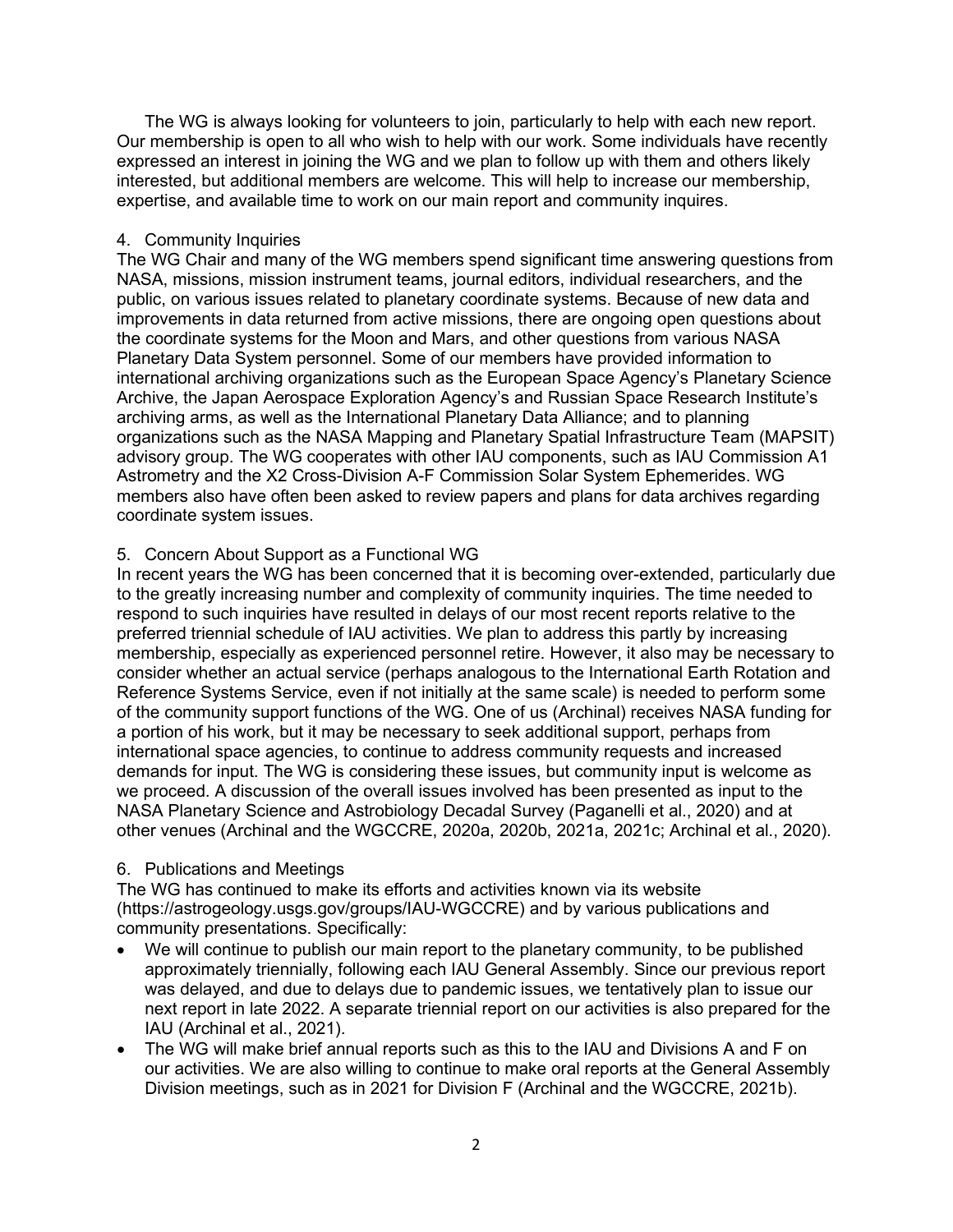The WG is always looking for volunteers to join, particularly to help with each new report. Our membership is open to all who wish to help with our work. Some individuals have recently expressed an interest in joining the WG and we plan to follow up with them and others likely interested, but additional members are welcome. This will help to increase our membership, expertise, and available time to work on our main report and community inquires.

## 4. Community Inquiries

The WG Chair and many of the WG members spend significant time answering questions from NASA, missions, mission instrument teams, journal editors, individual researchers, and the public, on various issues related to planetary coordinate systems. Because of new data and improvements in data returned from active missions, there are ongoing open questions about the coordinate systems for the Moon and Mars, and other questions from various NASA Planetary Data System personnel. Some of our members have provided information to international archiving organizations such as the European Space Agency's Planetary Science Archive, the Japan Aerospace Exploration Agency's and Russian Space Research Institute's archiving arms, as well as the International Planetary Data Alliance; and to planning organizations such as the NASA Mapping and Planetary Spatial Infrastructure Team (MAPSIT) advisory group. The WG cooperates with other IAU components, such as IAU Commission A1 Astrometry and the X2 Cross-Division A-F Commission Solar System Ephemerides. WG members also have often been asked to review papers and plans for data archives regarding coordinate system issues.

## 5. Concern About Support as a Functional WG

In recent years the WG has been concerned that it is becoming over-extended, particularly due to the greatly increasing number and complexity of community inquiries. The time needed to respond to such inquiries have resulted in delays of our most recent reports relative to the preferred triennial schedule of IAU activities. We plan to address this partly by increasing membership, especially as experienced personnel retire. However, it also may be necessary to consider whether an actual service (perhaps analogous to the International Earth Rotation and Reference Systems Service, even if not initially at the same scale) is needed to perform some of the community support functions of the WG. One of us (Archinal) receives NASA funding for a portion of his work, but it may be necessary to seek additional support, perhaps from international space agencies, to continue to address community requests and increased demands for input. The WG is considering these issues, but community input is welcome as we proceed. A discussion of the overall issues involved has been presented as input to the NASA Planetary Science and Astrobiology Decadal Survey (Paganelli et al., 2020) and at other venues (Archinal and the WGCCRE, 2020a, 2020b, 2021a, 2021c; Archinal et al., 2020).

## 6. Publications and Meetings

The WG has continued to make its efforts and activities known via its website (https://astrogeology.usgs.gov/groups/IAU-WGCCRE) and by various publications and community presentations. Specifically:

- We will continue to publish our main report to the planetary community, to be published approximately triennially, following each IAU General Assembly. Since our previous report was delayed, and due to delays due to pandemic issues, we tentatively plan to issue our next report in late 2022. A separate triennial report on our activities is also prepared for the IAU (Archinal et al., 2021).
- The WG will make brief annual reports such as this to the IAU and Divisions A and F on our activities. We are also willing to continue to make oral reports at the General Assembly Division meetings, such as in 2021 for Division F (Archinal and the WGCCRE, 2021b).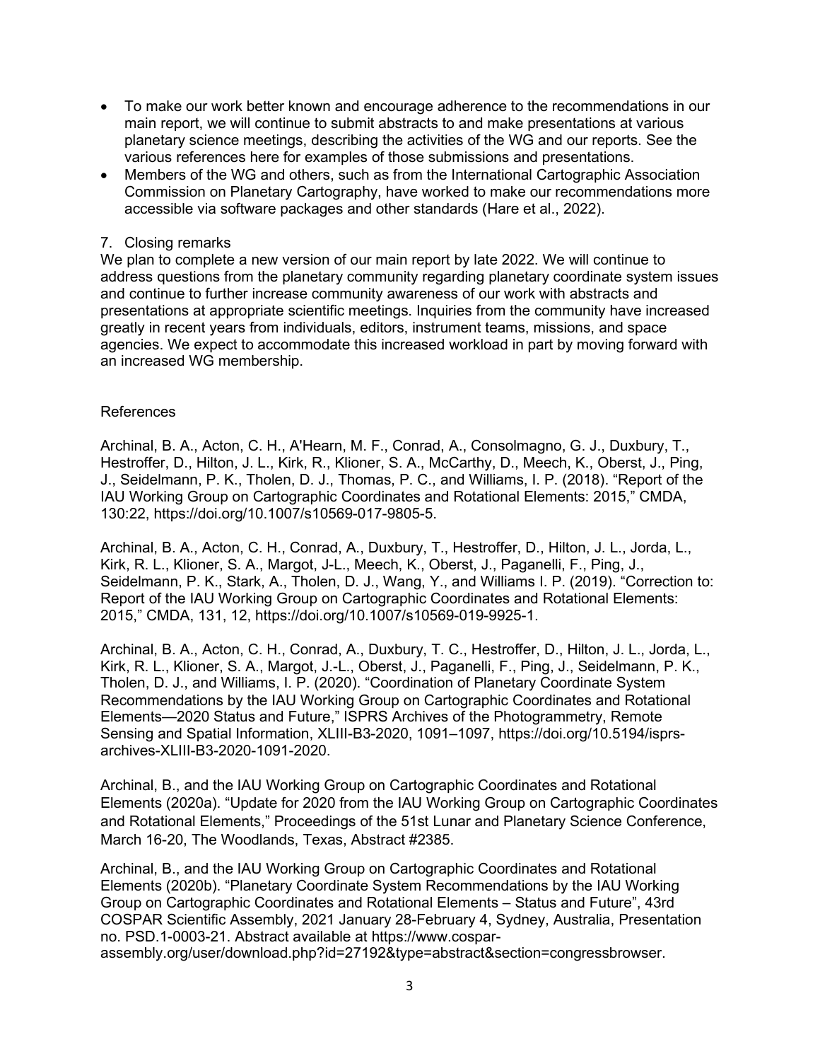- To make our work better known and encourage adherence to the recommendations in our main report, we will continue to submit abstracts to and make presentations at various planetary science meetings, describing the activities of the WG and our reports. See the various references here for examples of those submissions and presentations.
- Members of the WG and others, such as from the International Cartographic Association Commission on Planetary Cartography, have worked to make our recommendations more accessible via software packages and other standards (Hare et al., 2022).

## 7. Closing remarks

We plan to complete a new version of our main report by late 2022. We will continue to address questions from the planetary community regarding planetary coordinate system issues and continue to further increase community awareness of our work with abstracts and presentations at appropriate scientific meetings. Inquiries from the community have increased greatly in recent years from individuals, editors, instrument teams, missions, and space agencies. We expect to accommodate this increased workload in part by moving forward with an increased WG membership.

## References

Archinal, B. A., Acton, C. H., A'Hearn, M. F., Conrad, A., Consolmagno, G. J., Duxbury, T., Hestroffer, D., Hilton, J. L., Kirk, R., Klioner, S. A., McCarthy, D., Meech, K., Oberst, J., Ping, J., Seidelmann, P. K., Tholen, D. J., Thomas, P. C., and Williams, I. P. (2018). "Report of the IAU Working Group on Cartographic Coordinates and Rotational Elements: 2015," CMDA, 130:22, https://doi.org/10.1007/s10569-017-9805-5.

Archinal, B. A., Acton, C. H., Conrad, A., Duxbury, T., Hestroffer, D., Hilton, J. L., Jorda, L., Kirk, R. L., Klioner, S. A., Margot, J-L., Meech, K., Oberst, J., Paganelli, F., Ping, J., Seidelmann, P. K., Stark, A., Tholen, D. J., Wang, Y., and Williams I. P. (2019). "Correction to: Report of the IAU Working Group on Cartographic Coordinates and Rotational Elements: 2015," CMDA, 131, 12, https://doi.org/10.1007/s10569-019-9925-1.

Archinal, B. A., Acton, C. H., Conrad, A., Duxbury, T. C., Hestroffer, D., Hilton, J. L., Jorda, L., Kirk, R. L., Klioner, S. A., Margot, J.-L., Oberst, J., Paganelli, F., Ping, J., Seidelmann, P. K., Tholen, D. J., and Williams, I. P. (2020). "Coordination of Planetary Coordinate System Recommendations by the IAU Working Group on Cartographic Coordinates and Rotational Elements—2020 Status and Future," ISPRS Archives of the Photogrammetry, Remote Sensing and Spatial Information, XLIII-B3-2020, 1091–1097, https://doi.org/10.5194/isprs-archives-XLIII-B3-2020-1091-2020.

Archinal, B., and the IAU Working Group on Cartographic Coordinates and Rotational Elements (2020a). "Update for 2020 from the IAU Working Group on Cartographic Coordinates and Rotational Elements," Proceedings of the 51st Lunar and Planetary Science Conference, March 16-20, The Woodlands, Texas, Abstract #2385.

Archinal, B., and the IAU Working Group on Cartographic Coordinates and Rotational Elements (2020b). "Planetary Coordinate System Recommendations by the IAU Working Group on Cartographic Coordinates and Rotational Elements – Status and Future", 43rd COSPAR Scientific Assembly, 2021 January 28-February 4, Sydney, Australia, Presentation no. PSD.1-0003-21. Abstract available at https://www.cospar-assembly.org/user/download.php?id=27192&type=abstract&section=congressbrowser.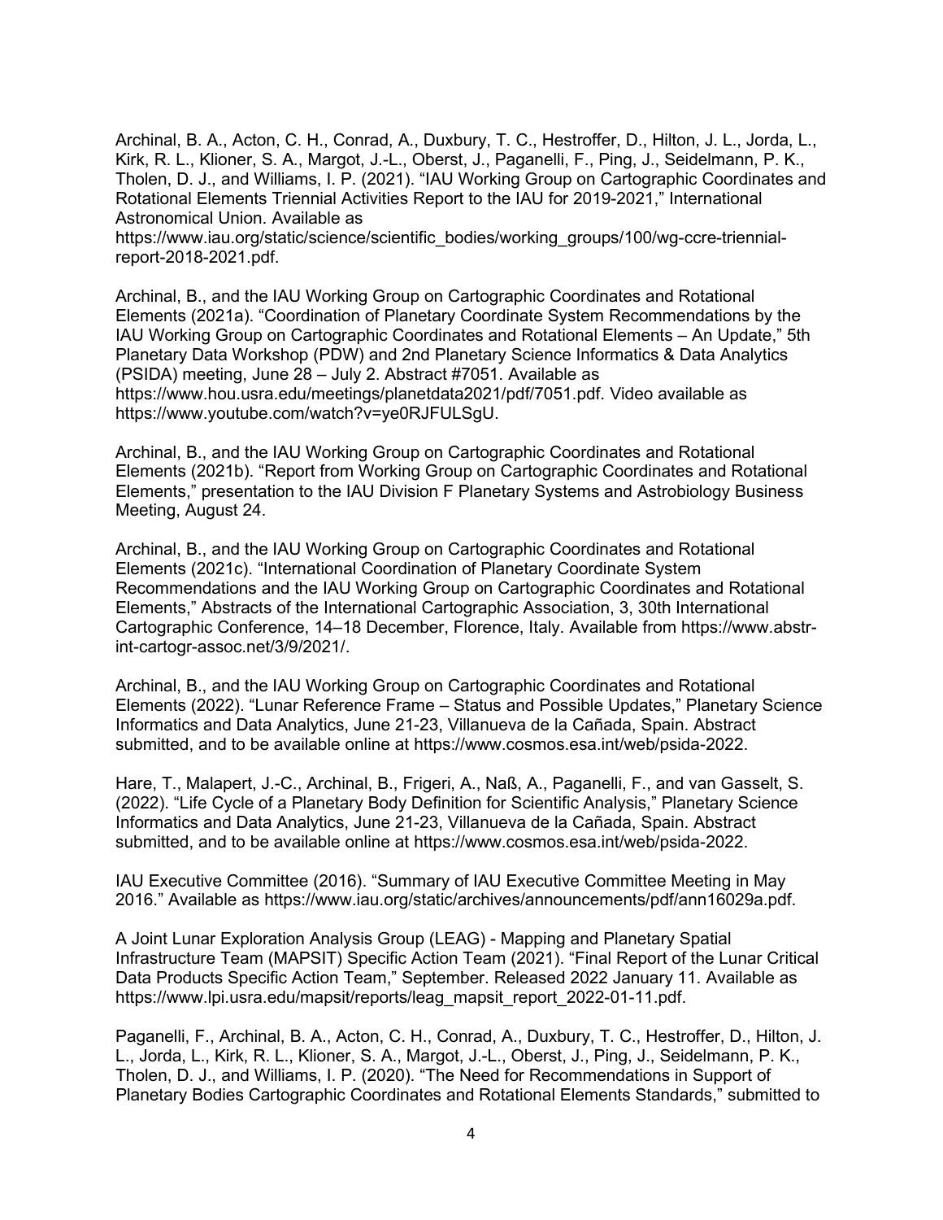Archinal, B. A., Acton, C. H., Conrad, A., Duxbury, T. C., Hestroffer, D., Hilton, J. L., Jorda, L., Kirk, R. L., Klioner, S. A., Margot, J.-L., Oberst, J., Paganelli, F., Ping, J., Seidelmann, P. K., Tholen, D. J., and Williams, I. P. (2021). "IAU Working Group on Cartographic Coordinates and Rotational Elements Triennial Activities Report to the IAU for 2019-2021," International Astronomical Union. Available as https://www.iau.org/static/science/scientific_bodies/working_groups/100/wg-ccre-triennial-report-2018-2021.pdf.

Archinal, B., and the IAU Working Group on Cartographic Coordinates and Rotational Elements (2021a). "Coordination of Planetary Coordinate System Recommendations by the IAU Working Group on Cartographic Coordinates and Rotational Elements – An Update," 5th Planetary Data Workshop (PDW) and 2nd Planetary Science Informatics & Data Analytics (PSIDA) meeting, June 28 – July 2. Abstract #7051. Available as https://www.hou.usra.edu/meetings/planetdata2021/pdf/7051.pdf. Video available as https://www.youtube.com/watch?v=ye0RJFULSgU.

Archinal, B., and the IAU Working Group on Cartographic Coordinates and Rotational Elements (2021b). "Report from Working Group on Cartographic Coordinates and Rotational Elements," presentation to the IAU Division F Planetary Systems and Astrobiology Business Meeting, August 24.

Archinal, B., and the IAU Working Group on Cartographic Coordinates and Rotational Elements (2021c). "International Coordination of Planetary Coordinate System Recommendations and the IAU Working Group on Cartographic Coordinates and Rotational Elements," Abstracts of the International Cartographic Association, 3, 30th International Cartographic Conference, 14–18 December, Florence, Italy. Available from https://www.abstr-int-cartogr-assoc.net/3/9/2021/.

Archinal, B., and the IAU Working Group on Cartographic Coordinates and Rotational Elements (2022). "Lunar Reference Frame – Status and Possible Updates," Planetary Science Informatics and Data Analytics, June 21-23, Villanueva de la Cañada, Spain. Abstract submitted, and to be available online at https://www.cosmos.esa.int/web/psida-2022.

Hare, T., Malapert, J.-C., Archinal, B., Frigeri, A., Naß, A., Paganelli, F., and van Gasselt, S. (2022). "Life Cycle of a Planetary Body Definition for Scientific Analysis," Planetary Science Informatics and Data Analytics, June 21-23, Villanueva de la Cañada, Spain. Abstract submitted, and to be available online at https://www.cosmos.esa.int/web/psida-2022.

IAU Executive Committee (2016). "Summary of IAU Executive Committee Meeting in May 2016." Available as https://www.iau.org/static/archives/announcements/pdf/ann16029a.pdf.

A Joint Lunar Exploration Analysis Group (LEAG) - Mapping and Planetary Spatial Infrastructure Team (MAPSIT) Specific Action Team (2021). "Final Report of the Lunar Critical Data Products Specific Action Team," September. Released 2022 January 11. Available as https://www.lpi.usra.edu/mapsit/reports/leag_mapsit_report_2022-01-11.pdf.

Paganelli, F., Archinal, B. A., Acton, C. H., Conrad, A., Duxbury, T. C., Hestroffer, D., Hilton, J. L., Jorda, L., Kirk, R. L., Klioner, S. A., Margot, J.-L., Oberst, J., Ping, J., Seidelmann, P. K., Tholen, D. J., and Williams, I. P. (2020). "The Need for Recommendations in Support of Planetary Bodies Cartographic Coordinates and Rotational Elements Standards," submitted to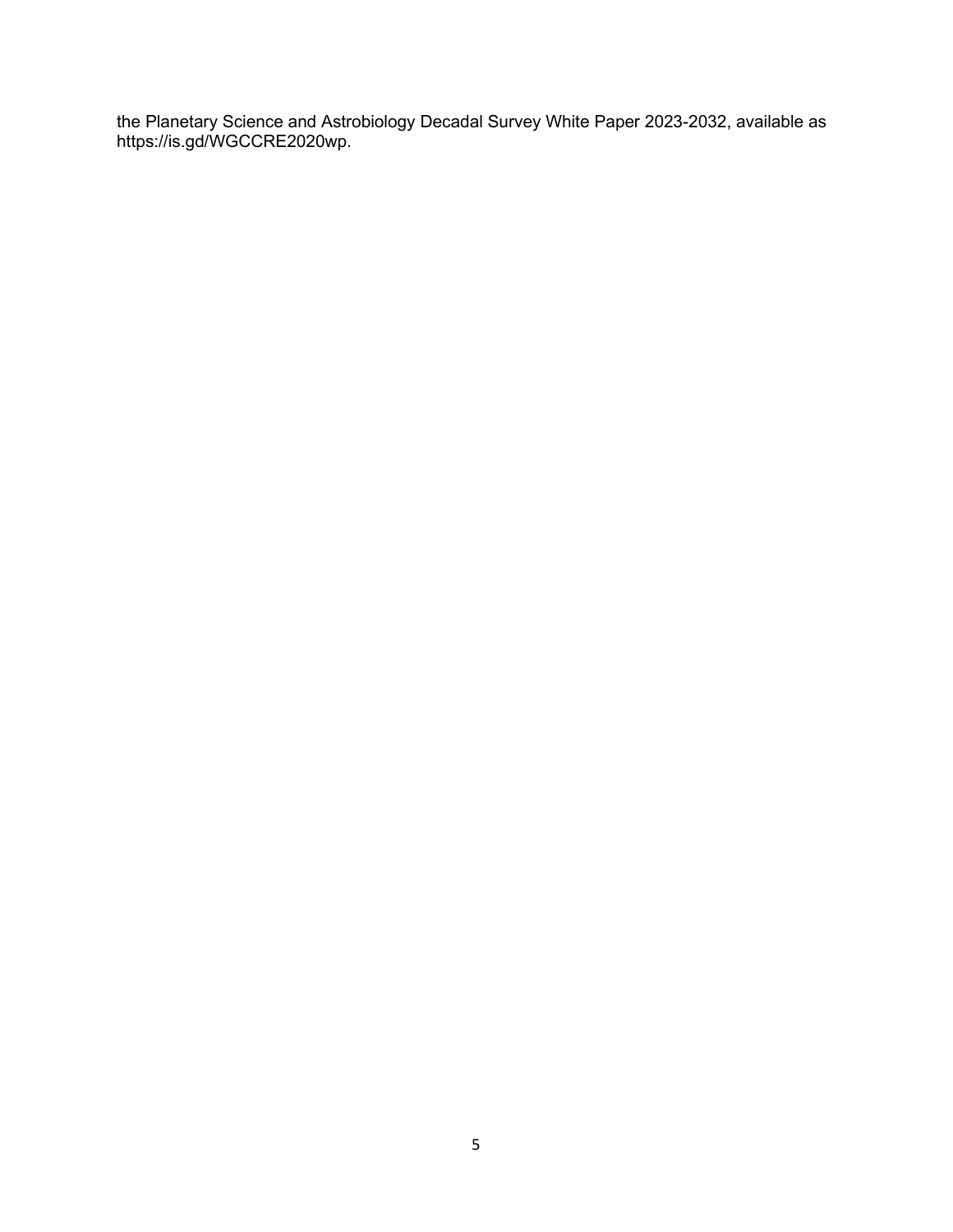the Planetary Science and Astrobiology Decadal Survey White Paper 2023-2032, available as https://is.gd/WGCCRE2020wp.